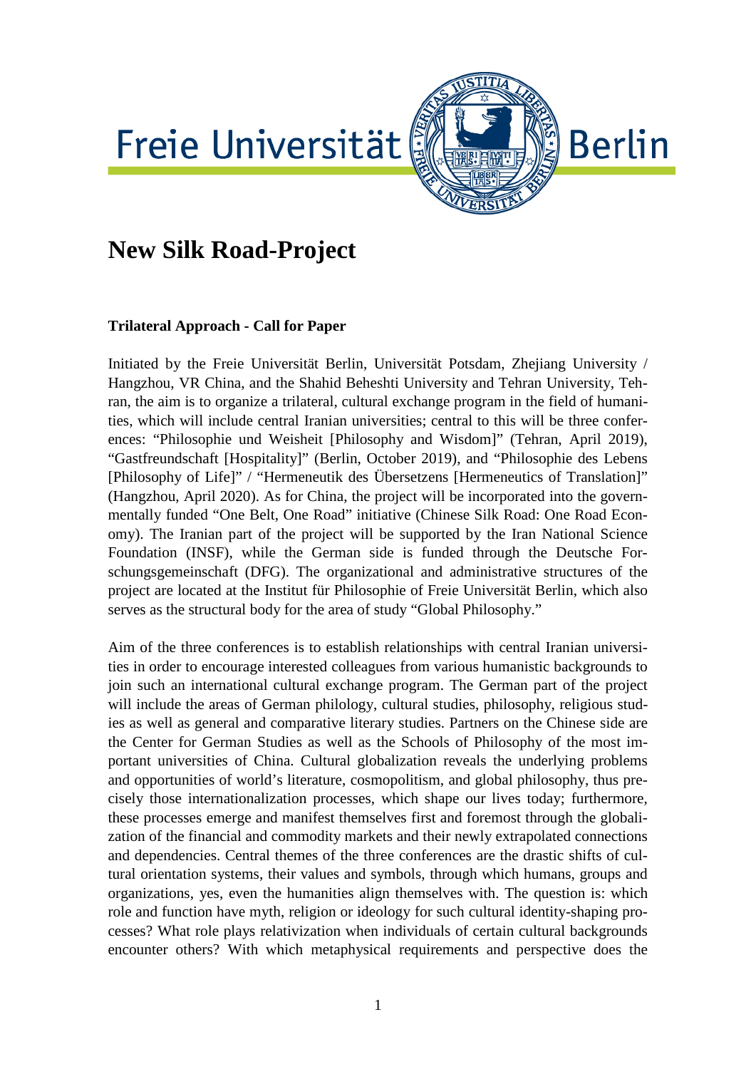Freie Universität Berlin

# New Silk Road-Project

**Trilateral Approach - Call for Paper**

Initiated by the Freie Universität Berlin, Universität Potsdam, Zhejiang University / Hangzhou, VR China, and the Shahid Beheshti University and Tehran University, Tehran, the aim is to organize a trilateral, cultural exchange program in the field of humanities, which will include central Iranian universities; central to this will be three conferences: "Philosophie und Weisheit [Philosophy and Wisdom]" (Tehran, April 2019), "Gastfreundschaft [Hospitality]" (Berlin, October 2019), and "Philosophie des Lebens [Philosophy of Life]" / "Hermeneutik des Übersetzens [Hermeneutics of Translation]" (Hangzhou, April 2020). As for China, the project will be incorporated into the governmentally funded "One Belt, One Road" initiative (Chinese Silk Road: One Road Economy). The Iranian part of the project will be supported by the Iran National Science Foundation (INSF), while the German side is funded through the Deutsche Forschungsgemeinschaft (DFG). The organizational and administrative structures of the project are located at the Institut für Philosophie of Freie Universität Berlin, which also serves as the structural body for the area of study "Global Philosophy."

Aim of the three conferences is to establish relationships with central Iranian universities in order to encourage interested colleagues from various humanistic backgrounds to join such an international cultural exchange program. The German part of the project will include the areas of German philology, cultural studies, philosophy, religious studies as well as general and comparative literary studies. Partners on the Chinese side are the Center for German Studies as well as the Schools of Philosophy of the most important universities of China. Cultural globalization reveals the underlying problems and opportunities of world's literature, cosmopolitism, and global philosophy, thus precisely those internationalization processes, which shape our lives today; furthermore, these processes emerge and manifest themselves first and foremost through the globalization of the financial and commodity markets and their newly extrapolated connections and dependencies. Central themes of the three conferences are the drastic shifts of cultural orientation systems, their values and symbols, through which humans, groups and organizations, yes, even the humanities align themselves with. The question is: which role and function have myth, religion or ideology for such cultural identity-shaping processes? What role plays relativization when individuals of certain cultural backgrounds encounter others? With which metaphysical requirements and perspective does the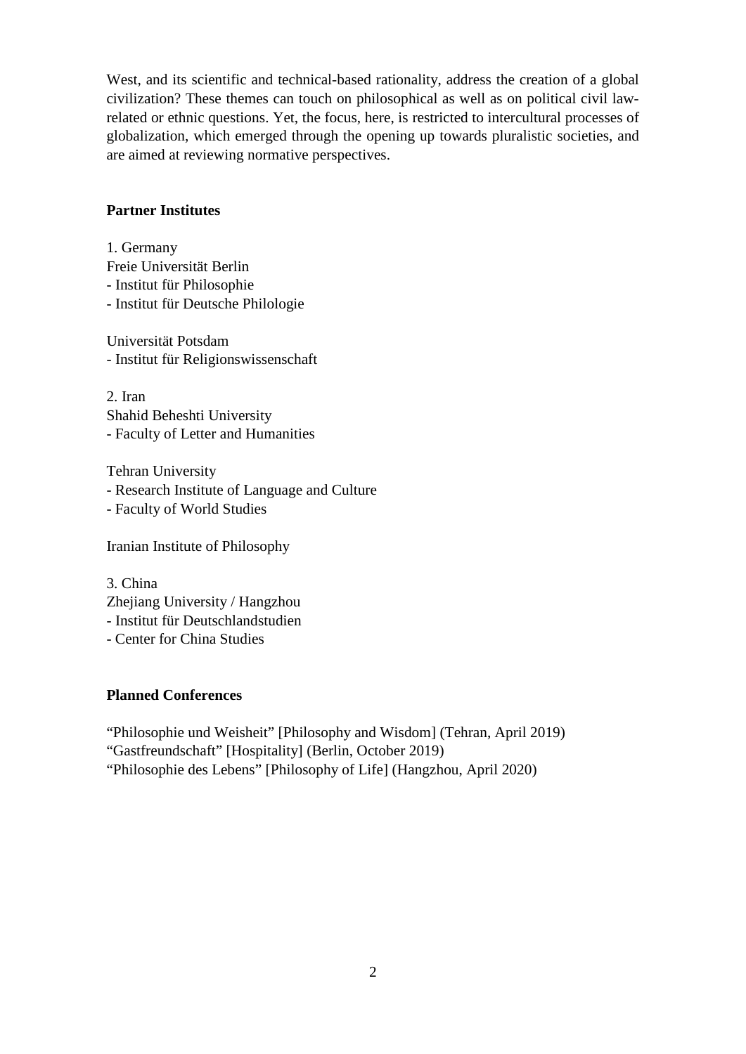West, and its scientific and technical-based rationality, address the creation of a global civilization? These themes can touch on philosophical as well as on political civil law-related or ethnic questions. Yet, the focus, here, is restricted to intercultural processes of globalization, which emerged through the opening up towards pluralistic societies, and are aimed at reviewing normative perspectives.

## Partner Institutes

1. Germany

Freie Universität Berlin
- Institut für Philosophie
- Institut für Deutsche Philologie

Universität Potsdam
- Institut für Religionswissenschaft

2. Iran

Shahid Beheshti University
- Faculty of Letter and Humanities

Tehran University
- Research Institute of Language and Culture
- Faculty of World Studies

Iranian Institute of Philosophy

3. China

Zhejiang University / Hangzhou
- Institut für Deutschlandstudien
- Center for China Studies

## Planned Conferences

"Philosophie und Weisheit" [Philosophy and Wisdom] (Tehran, April 2019)
"Gastfreundschaft" [Hospitality] (Berlin, October 2019)
"Philosophie des Lebens" [Philosophy of Life] (Hangzhou, April 2020)